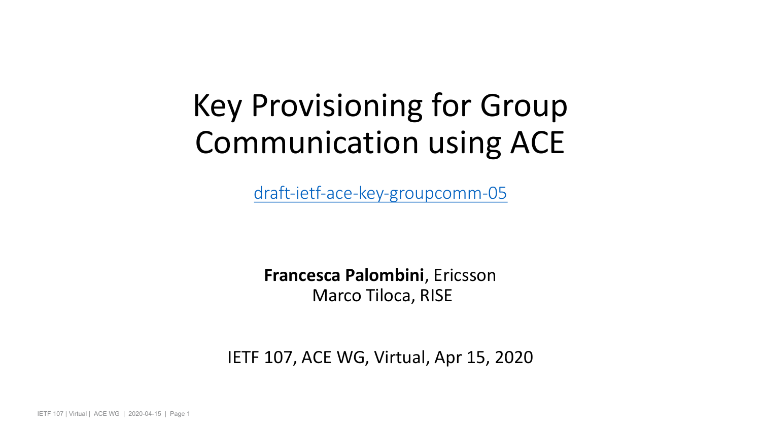# Key Provisioning for Group Communication using ACE

draft-ietf-ace-key-groupcomm-05

**Francesca Palombini**, Ericsson
Marco Tiloca, RISE

IETF 107, ACE WG, Virtual, Apr 15, 2020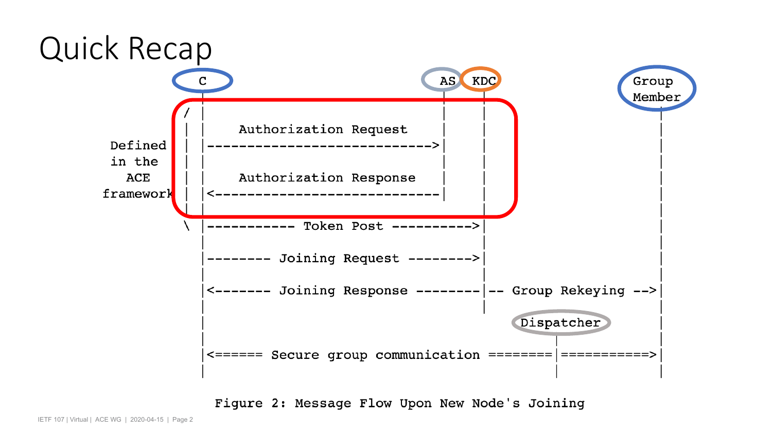# Quick Recap

```
   C                                   AS  KDC                   Group
   |                                   |    |                    Member
 / |                                   |    |                      |
 | |   Authorization Request           |    |                      |
 Defined | |-------------------------->|    |                      |
 in the | |                            |    |                      |
 ACE   | |   Authorization Response    |    |                      |
 framework | |<--------------------------|    |                      |
 |   |                                 |    |                      |
 \   |---------- Token Post ---------->|                           |
     |                                      |                      |
     |------- Joining Request --------->|                          |
     |                                      |                      |
     |<------ Joining Response ---------|-- Group Rekeying -->|
     |                                      |                      |
     |                                       Dispatcher            |
     |                                              |              |
     |<====== Secure group communication =======|===========>|
     |                                              |              |
```

Figure 2: Message Flow Upon New Node's Joining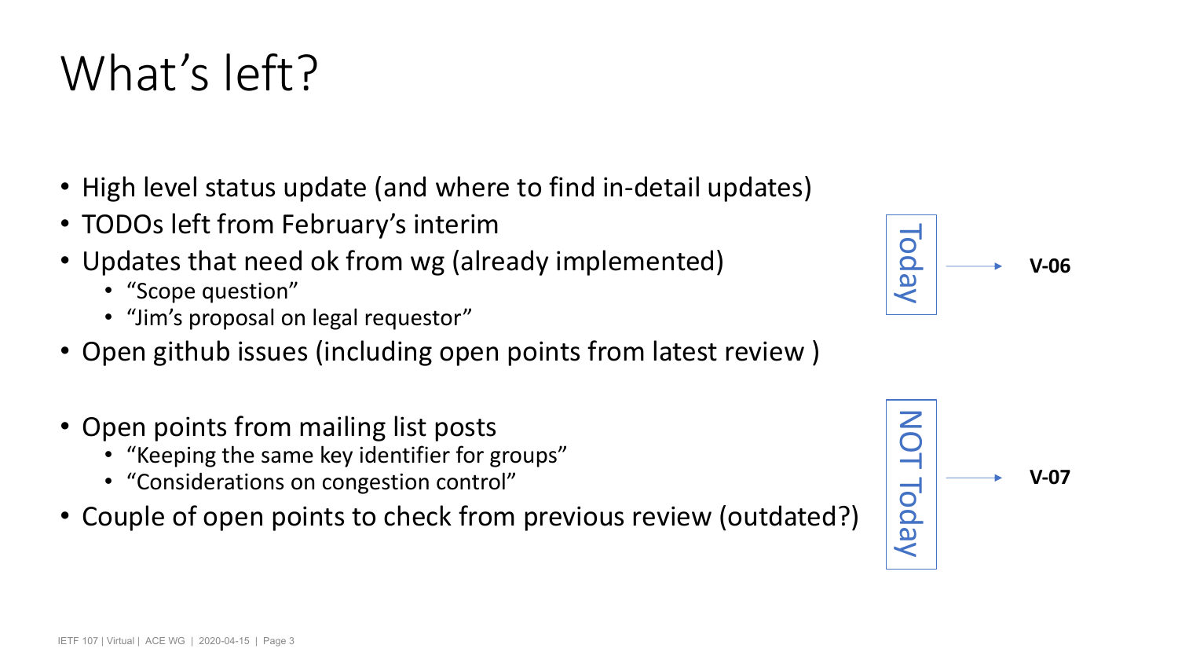# What's left?

- High level status update (and where to find in-detail updates)
- TODOs left from February's interim
- Updates that need ok from wg (already implemented)
  - "Scope question"
  - "Jim's proposal on legal requestor"
- Open github issues (including open points from latest review )

Today → **V-06**

- Open points from mailing list posts
  - "Keeping the same key identifier for groups"
  - "Considerations on congestion control"
- Couple of open points to check from previous review (outdated?)

NOT Today → **V-07**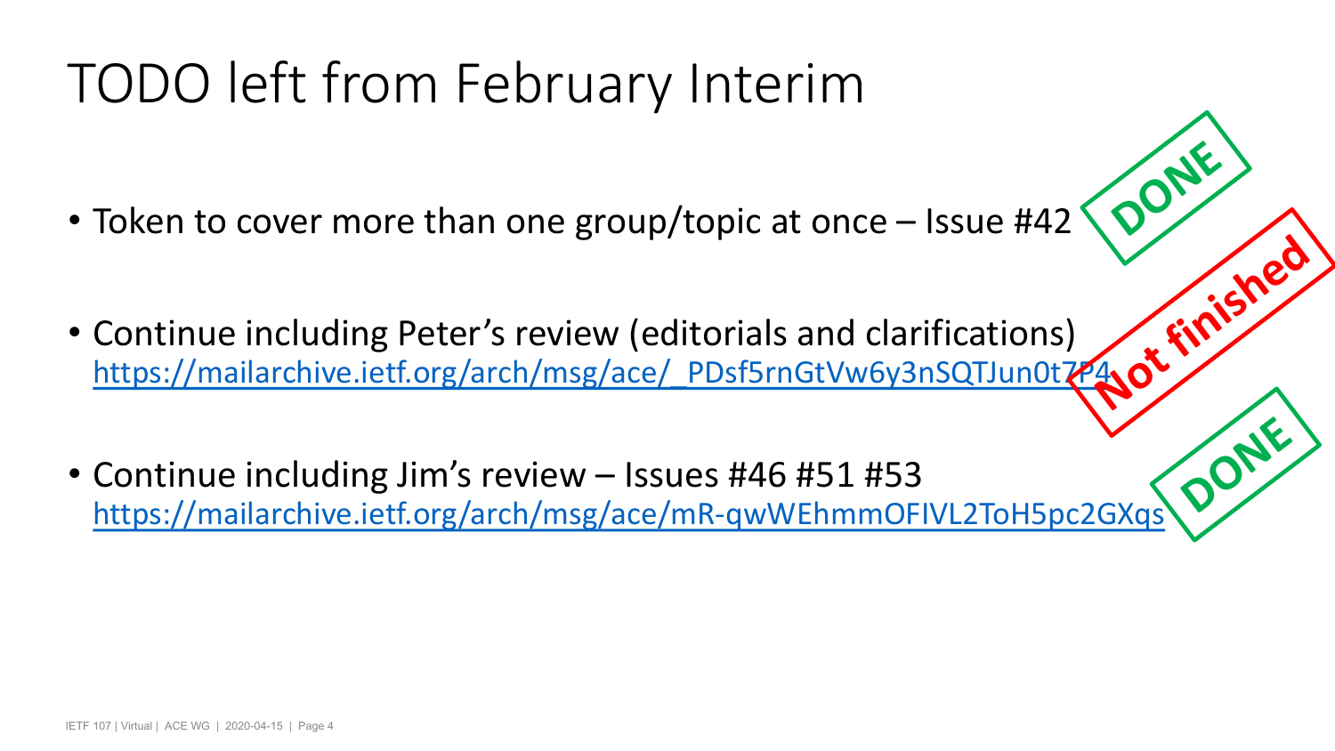# TODO left from February Interim

- Token to cover more than one group/topic at once – Issue #42 **DONE**

- Continue including Peter’s review (editorials and clarifications) https://mailarchive.ietf.org/arch/msg/ace/_PDsf5rnGtVw6y3nSQTJun0t7P4 **Not finished**

- Continue including Jim’s review – Issues #46 #51 #53 https://mailarchive.ietf.org/arch/msg/ace/mR-qwWEhmmOFIVL2ToH5pc2GXqs **DONE**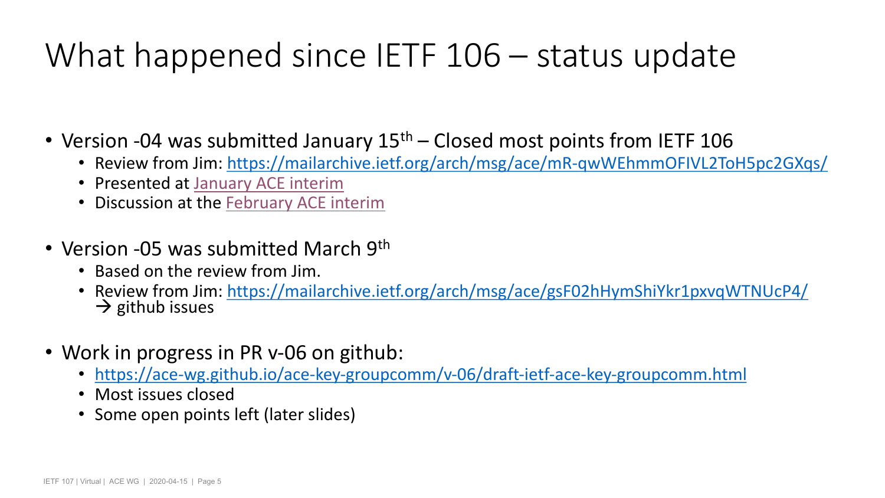# What happened since IETF 106 – status update

- Version -04 was submitted January 15th – Closed most points from IETF 106
  - Review from Jim: https://mailarchive.ietf.org/arch/msg/ace/mR-qwWEhmmOFIVL2ToH5pc2GXqs/
  - Presented at January ACE interim
  - Discussion at the February ACE interim
- Version -05 was submitted March 9th
  - Based on the review from Jim.
  - Review from Jim: https://mailarchive.ietf.org/arch/msg/ace/gsF02hHymShiYkr1pxvqWTNUcP4/ → github issues
- Work in progress in PR v-06 on github:
  - https://ace-wg.github.io/ace-key-groupcomm/v-06/draft-ietf-ace-key-groupcomm.html
  - Most issues closed
  - Some open points left (later slides)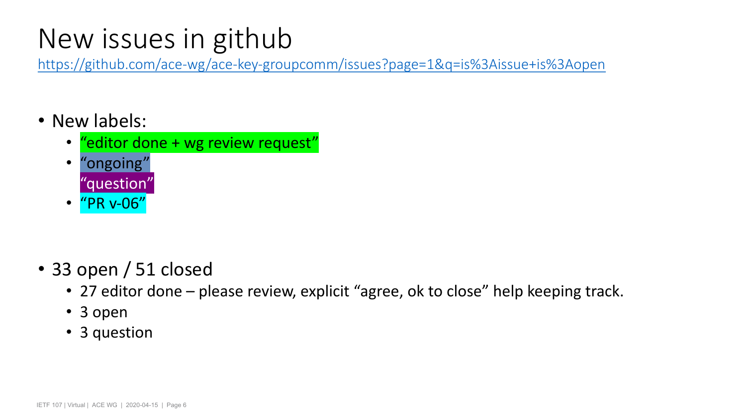# New issues in github

https://github.com/ace-wg/ace-key-groupcomm/issues?page=1&q=is%3Aissue+is%3Aopen

- New labels:
  - “editor done + wg review request”
  - “ongoing”
    “question”
  - “PR v-06”

- 33 open / 51 closed
  - 27 editor done – please review, explicit “agree, ok to close” help keeping track.
  - 3 open
  - 3 question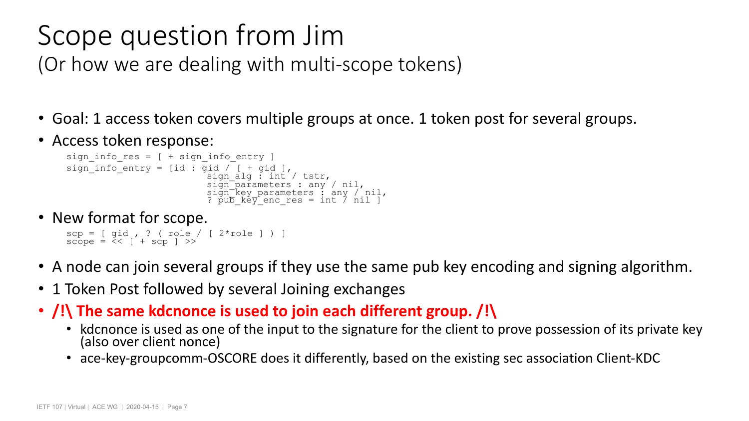# Scope question from Jim

## (Or how we are dealing with multi-scope tokens)

- Goal: 1 access token covers multiple groups at once. 1 token post for several groups.
- Access token response:

```
sign_info_res = [ + sign_info_entry ]
sign_info_entry = [id : gid / [ + gid ],
                        sign_alg : int / tstr,
                        sign_parameters : any / nil,
                        sign_key_parameters : any / nil,
                        ? pub_key_enc_res = int / nil ]
```

- New format for scope.

```
scp = [ gid , ? ( role / [ 2*role ] ) ]
scope = << [ + scp ] >>
```

- A node can join several groups if they use the same pub key encoding and signing algorithm.
- 1 Token Post followed by several Joining exchanges
- **/!\ The same kdcnonce is used to join each different group. /!\\**
  - kdcnonce is used as one of the input to the signature for the client to prove possession of its private key (also over client nonce)
  - ace-key-groupcomm-OSCORE does it differently, based on the existing sec association Client-KDC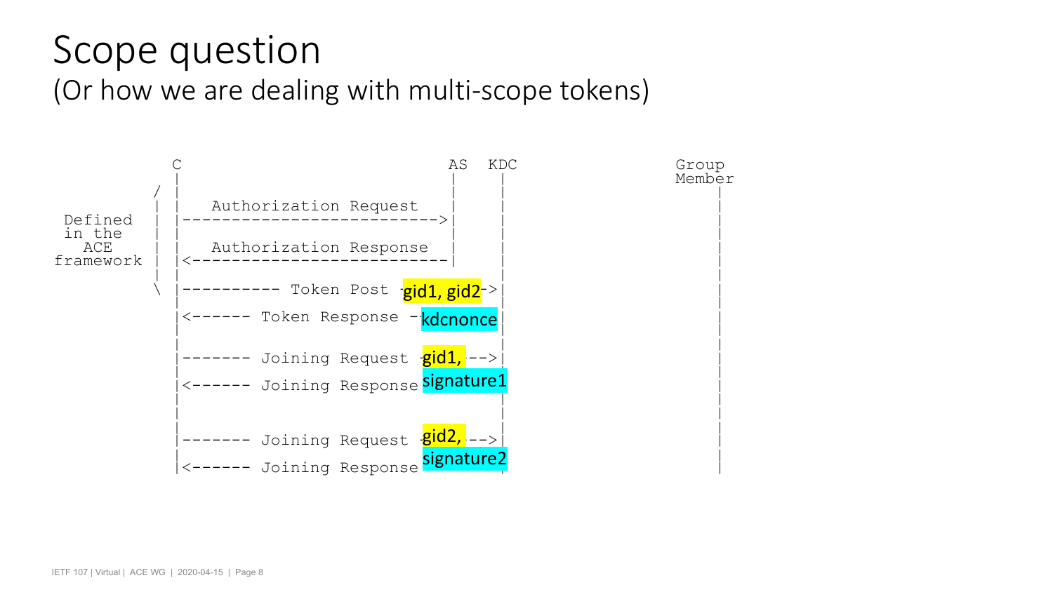# Scope question

(Or how we are dealing with multi-scope tokens)

```
          C                              AS   KDC                  Group
          |                              |     |                   Member
        / |                              |     |                      |
        | |   Authorization Request      |     |                      |
Defined | |----------------------------->|     |                      |
in the  | |                              |     |                      |
  ACE   | |   Authorization Response     |     |                      |
framework | |<-----------------------------|     |                      |
        | |                              |     |                      |
        \ |---------- Token Post -gid1, gid2->|                      |
          |                                    |                      |
          |<------ Token Response - kdcnonce   |                      |
          |                                    |                      |
          |------- Joining Request -gid1, -->|                      |
          |                                    |                      |
          |<------ Joining Response signature1 |                      |
          |                                    |                      |
          |                                    |                      |
          |------- Joining Request -gid2, -->|                      |
          |                                    |                      |
          |<------ Joining Response signature2 |                      |
```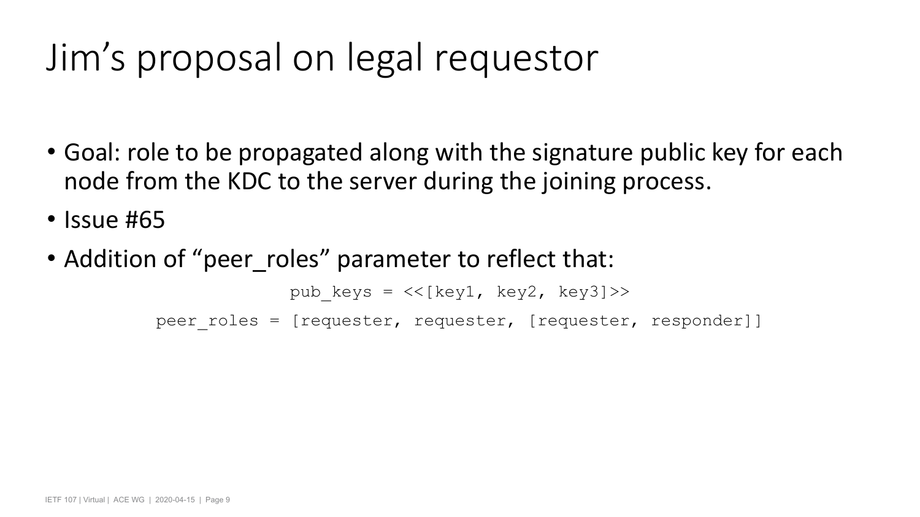# Jim’s proposal on legal requestor

- Goal: role to be propagated along with the signature public key for each node from the KDC to the server during the joining process.
- Issue #65
- Addition of “peer_roles” parameter to reflect that:

```
pub_keys = <<[key1, key2, key3]>>
peer_roles = [requester, requester, [requester, responder]]
```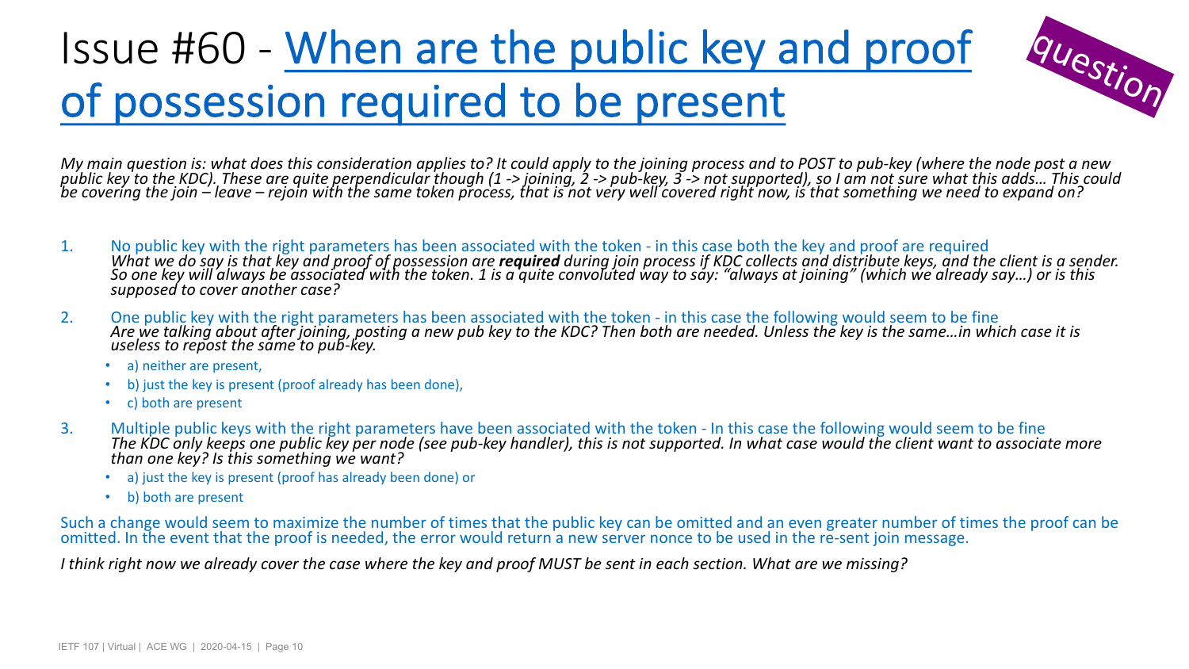# Issue #60 - When are the public key and proof of possession required to be present

question

*My main question is: what does this consideration applies to? It could apply to the joining process and to POST to pub-key (where the node post a new public key to the KDC). These are quite perpendicular though (1 -> joining, 2 -> pub-key, 3 -> not supported), so I am not sure what this adds… This could be covering the join – leave – rejoin with the same token process, that is not very well covered right now, is that something we need to expand on?*

1. No public key with the right parameters has been associated with the token - in this case both the key and proof are required
   *What we do say is that key and proof of possession are **required** during join process if KDC collects and distribute keys, and the client is a sender. So one key will always be associated with the token. 1 is a quite convoluted way to say: "always at joining" (which we already say…) or is this supposed to cover another case?*
2. One public key with the right parameters has been associated with the token - in this case the following would seem to be fine
   *Are we talking about after joining, posting a new pub key to the KDC? Then both are needed. Unless the key is the same…in which case it is useless to repost the same to pub-key.*
   - a) neither are present,
   - b) just the key is present (proof already has been done),
   - c) both are present
3. Multiple public keys with the right parameters have been associated with the token - In this case the following would seem to be fine
   *The KDC only keeps one public key per node (see pub-key handler), this is not supported. In what case would the client want to associate more than one key? Is this something we want?*
   - a) just the key is present (proof has already been done) or
   - b) both are present

Such a change would seem to maximize the number of times that the public key can be omitted and an even greater number of times the proof can be omitted. In the event that the proof is needed, the error would return a new server nonce to be used in the re-sent join message.

*I think right now we already cover the case where the key and proof MUST be sent in each section. What are we missing?*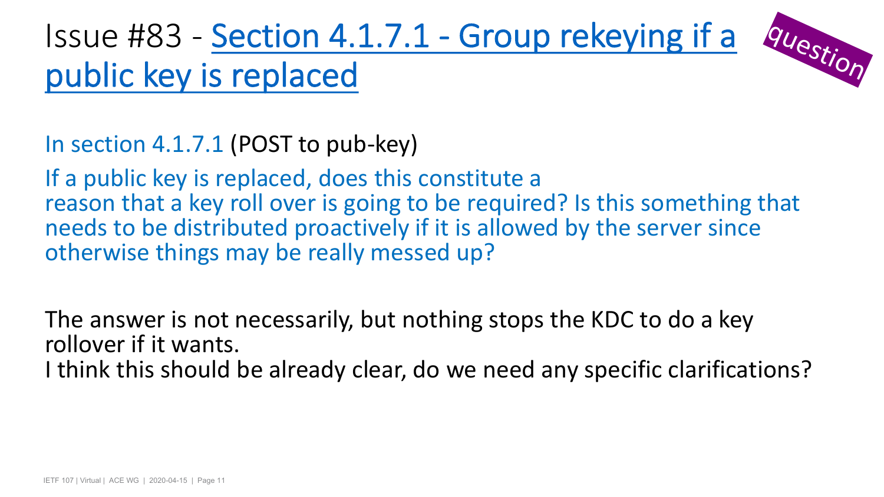# Issue #83 - Section 4.1.7.1 - Group rekeying if a public key is replaced

question

In section 4.1.7.1 (POST to pub-key)

If a public key is replaced, does this constitute a reason that a key roll over is going to be required? Is this something that needs to be distributed proactively if it is allowed by the server since otherwise things may be really messed up?

The answer is not necessarily, but nothing stops the KDC to do a key rollover if it wants.
I think this should be already clear, do we need any specific clarifications?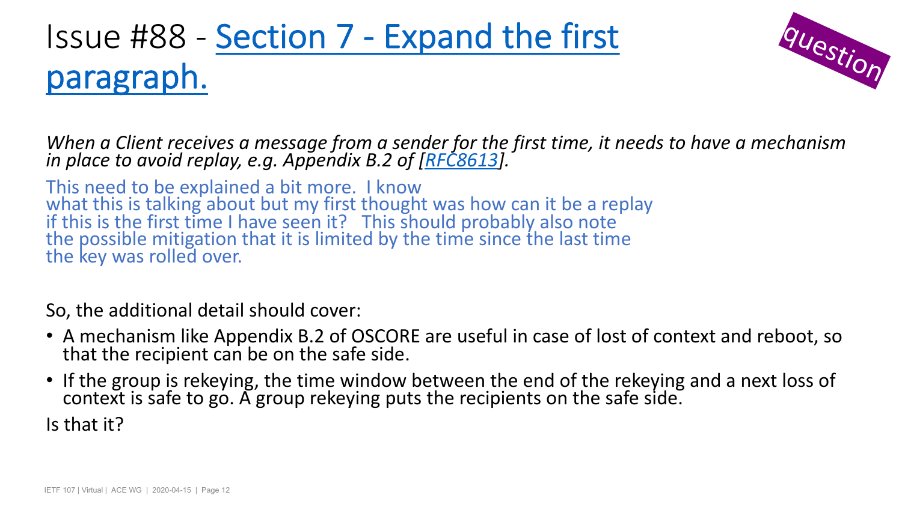# Issue #88 - Section 7 - Expand the first paragraph.

question

*When a Client receives a message from a sender for the first time, it needs to have a mechanism in place to avoid replay, e.g. Appendix B.2 of [RFC8613].*

This need to be explained a bit more. I know what this is talking about but my first thought was how can it be a replay if this is the first time I have seen it? This should probably also note the possible mitigation that it is limited by the time since the last time the key was rolled over.

So, the additional detail should cover:

- A mechanism like Appendix B.2 of OSCORE are useful in case of lost of context and reboot, so that the recipient can be on the safe side.
- If the group is rekeying, the time window between the end of the rekeying and a next loss of context is safe to go. A group rekeying puts the recipients on the safe side.

Is that it?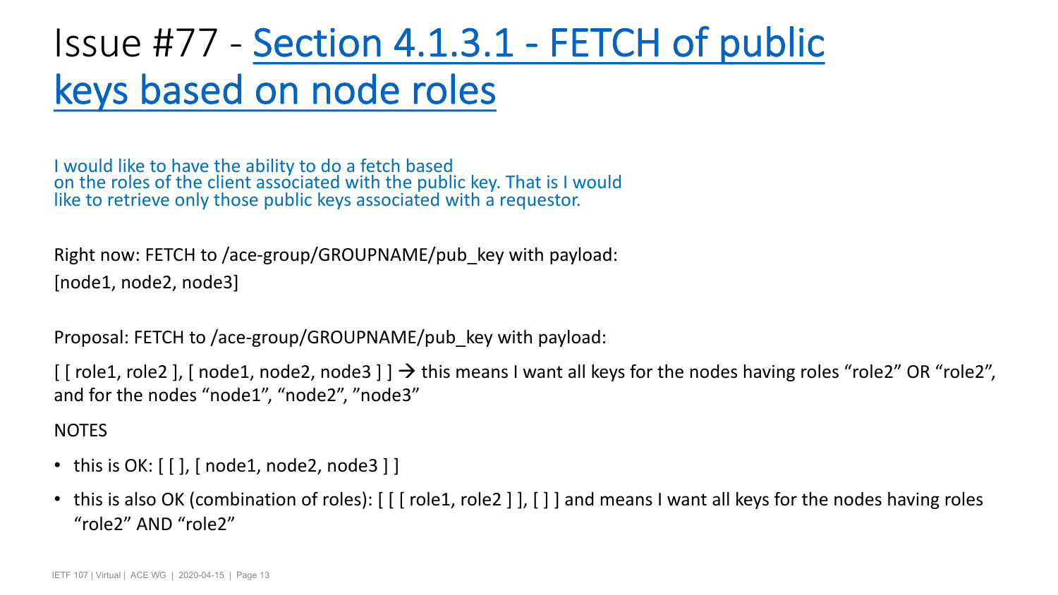# Issue #77 - Section 4.1.3.1 - FETCH of public keys based on node roles

I would like to have the ability to do a fetch based on the roles of the client associated with the public key. That is I would like to retrieve only those public keys associated with a requestor.

Right now: FETCH to /ace-group/GROUPNAME/pub_key with payload:

[node1, node2, node3]

Proposal: FETCH to /ace-group/GROUPNAME/pub_key with payload:

[ [ role1, role2 ], [ node1, node2, node3 ] ] → this means I want all keys for the nodes having roles “role2” OR “role2”, and for the nodes “node1”, “node2”, ”node3”

NOTES

- this is OK: [ [ ], [ node1, node2, node3 ] ]
- this is also OK (combination of roles): [ [ [ role1, role2 ] ], [ ] ] and means I want all keys for the nodes having roles “role2” AND “role2”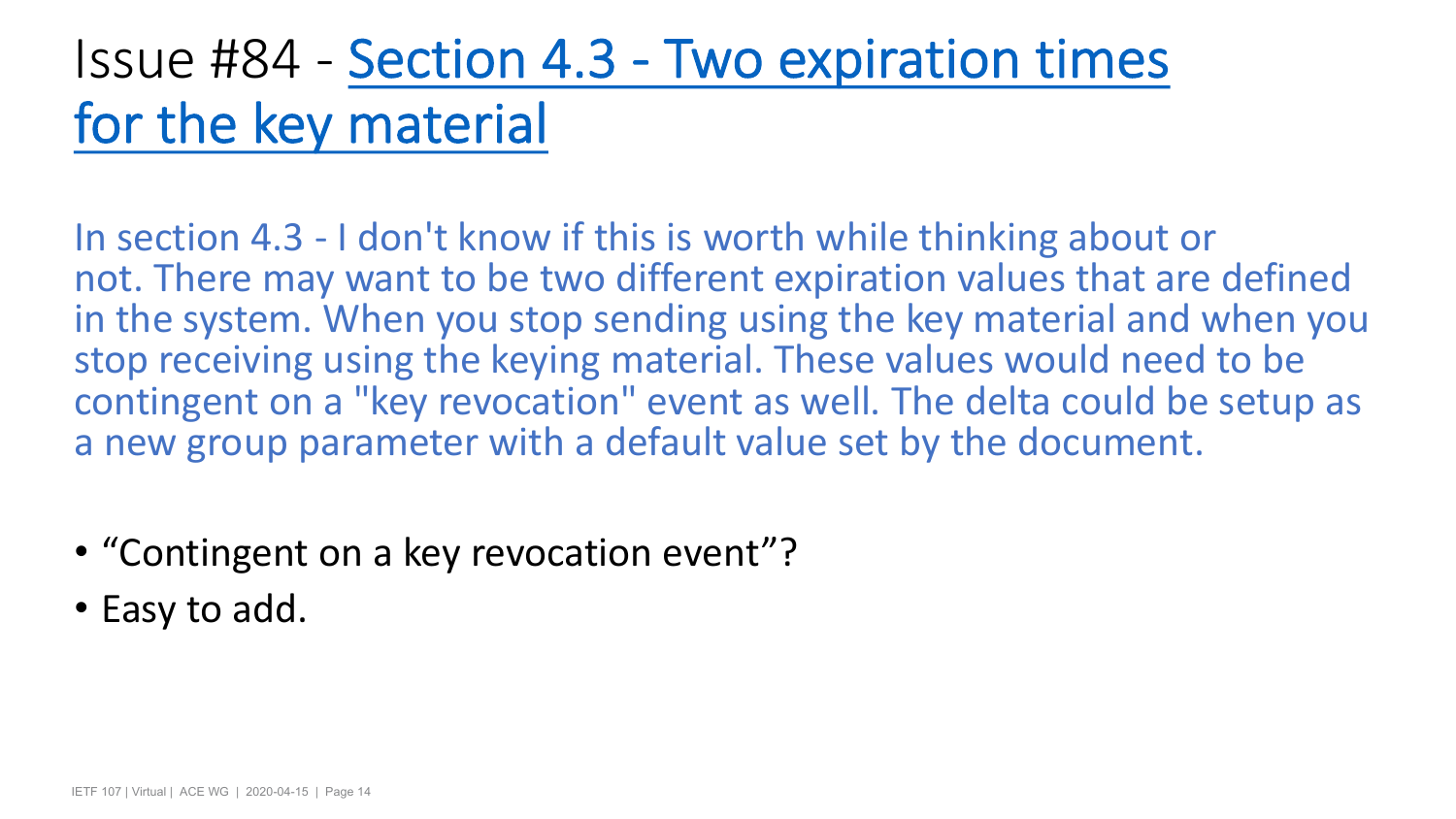# Issue #84 - Section 4.3 - Two expiration times for the key material

In section 4.3 - I don't know if this is worth while thinking about or not. There may want to be two different expiration values that are defined in the system. When you stop sending using the key material and when you stop receiving using the keying material. These values would need to be contingent on a "key revocation" event as well. The delta could be setup as a new group parameter with a default value set by the document.

- “Contingent on a key revocation event”?
- Easy to add.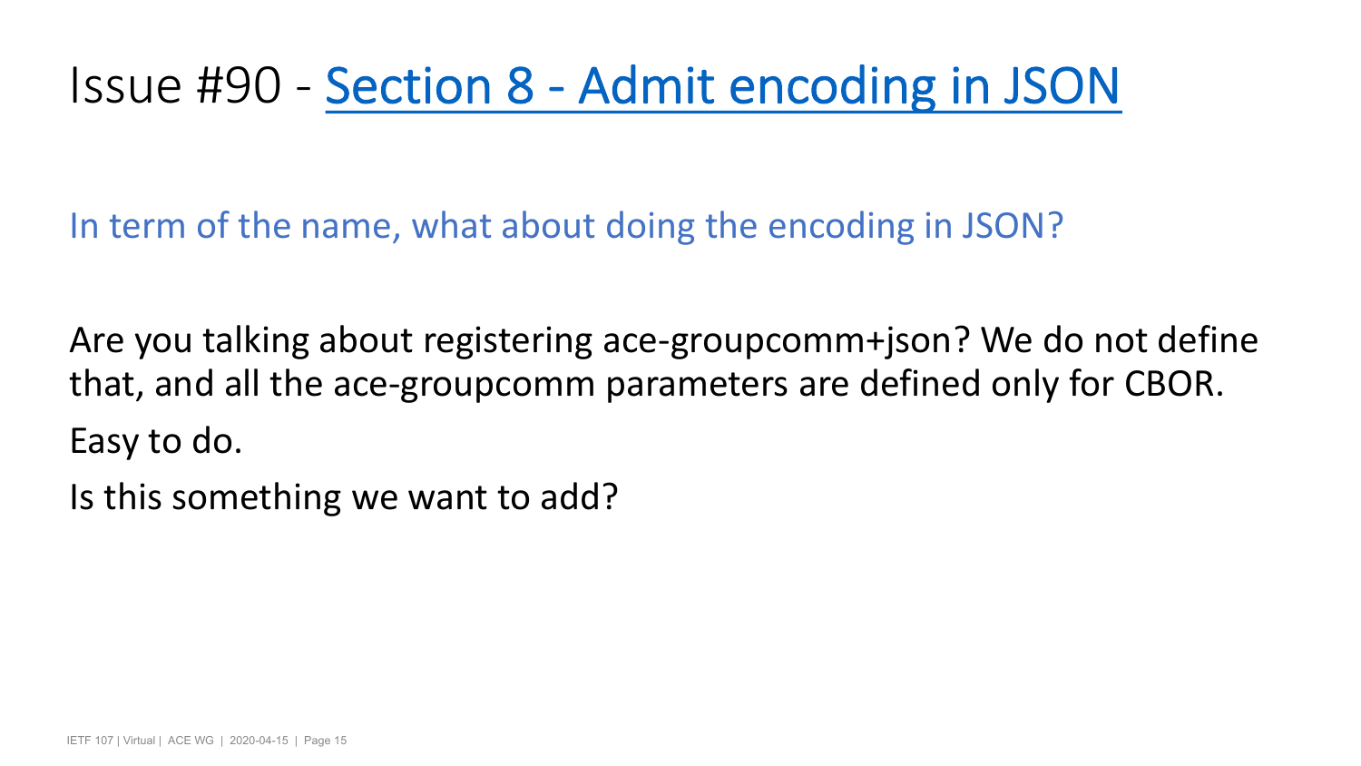# Issue #90 - Section 8 - Admit encoding in JSON

In term of the name, what about doing the encoding in JSON?

Are you talking about registering ace-groupcomm+json? We do not define that, and all the ace-groupcomm parameters are defined only for CBOR.

Easy to do.

Is this something we want to add?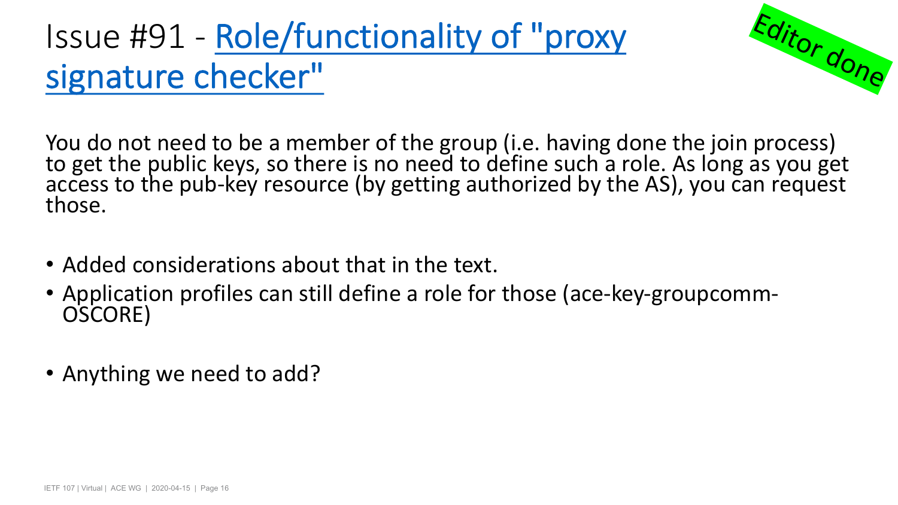# Issue #91 - Role/functionality of "proxy signature checker"

Editor done

You do not need to be a member of the group (i.e. having done the join process) to get the public keys, so there is no need to define such a role. As long as you get access to the pub-key resource (by getting authorized by the AS), you can request those.

- Added considerations about that in the text.
- Application profiles can still define a role for those (ace-key-groupcomm-OSCORE)

- Anything we need to add?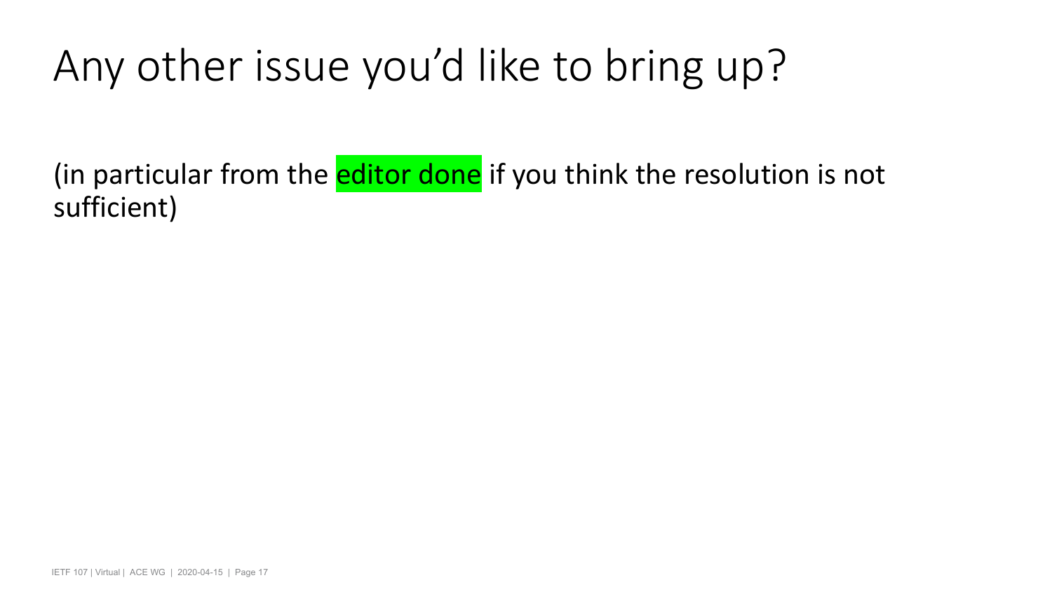# Any other issue you'd like to bring up?

(in particular from the editor done if you think the resolution is not sufficient)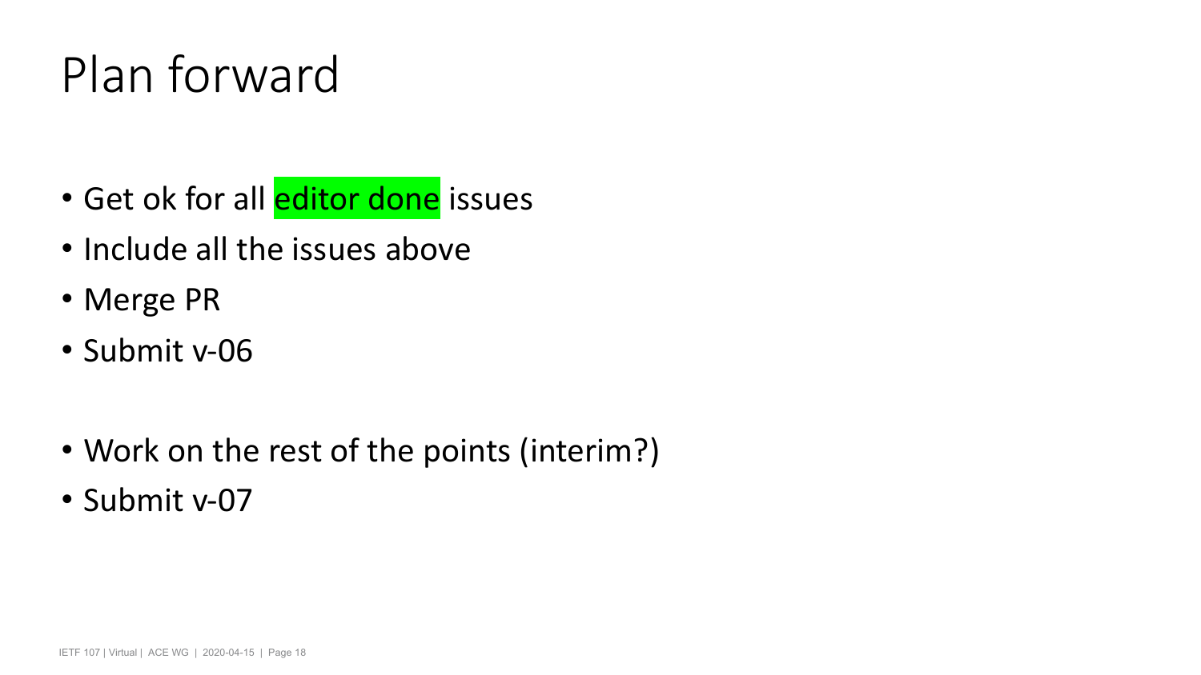# Plan forward

- Get ok for all editor done issues
- Include all the issues above
- Merge PR
- Submit v-06

- Work on the rest of the points (interim?)
- Submit v-07